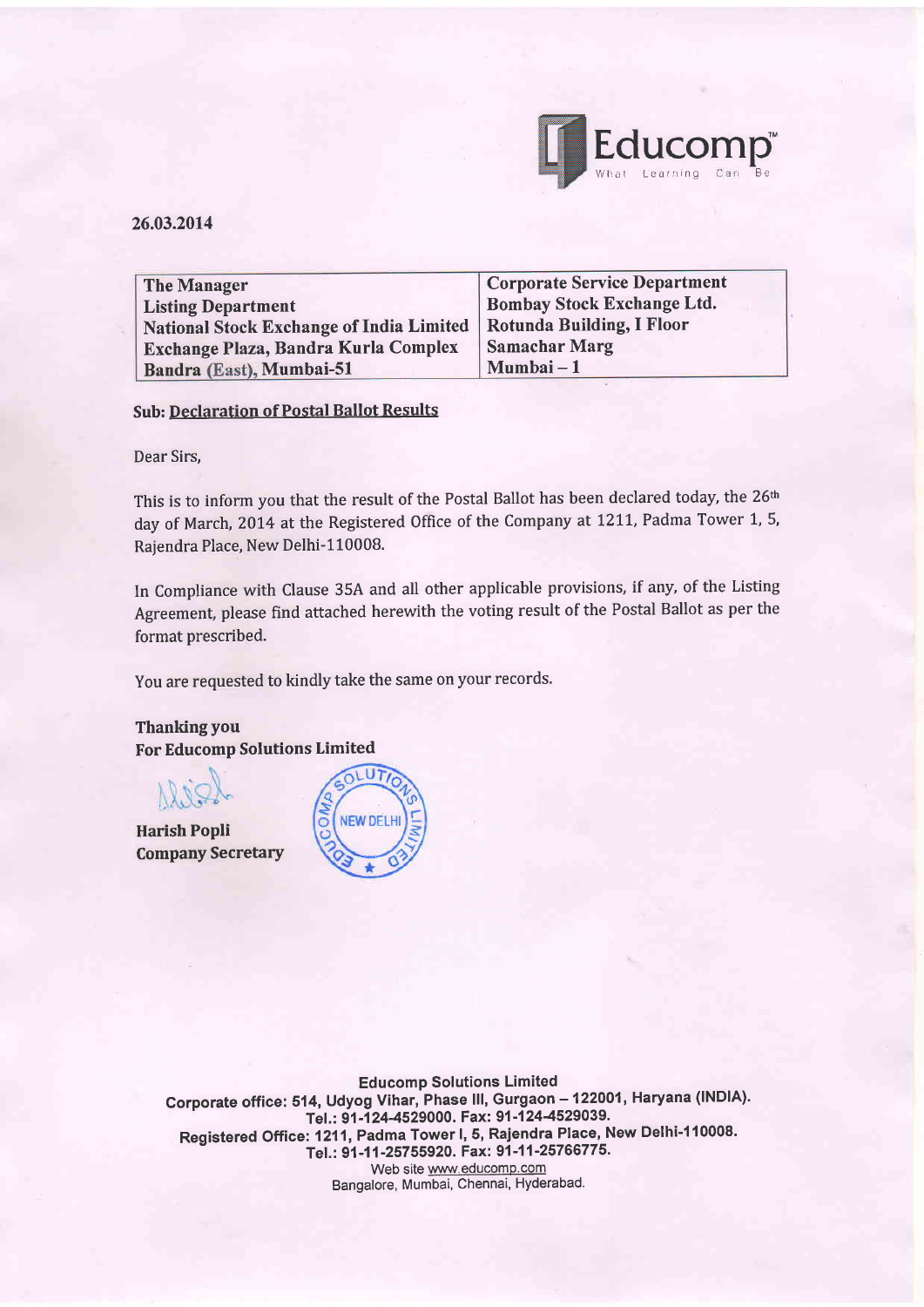Educomp
What Learning Can Be

26.03.2014

| The Manager<br>Listing Department<br>National Stock Exchange of India Limited<br>Exchange Plaza, Bandra Kurla Complex<br>Bandra (East), Mumbai-51 | Corporate Service Department<br>Bombay Stock Exchange Ltd.<br>Rotunda Building, I Floor<br>Samachar Marg<br>Mumbai – 1 |
|---|---|

**Sub: Declaration of Postal Ballot Results**

Dear Sirs,

This is to inform you that the result of the Postal Ballot has been declared today, the 26th day of March, 2014 at the Registered Office of the Company at 1211, Padma Tower 1, 5, Rajendra Place, New Delhi-110008.

In Compliance with Clause 35A and all other applicable provisions, if any, of the Listing Agreement, please find attached herewith the voting result of the Postal Ballot as per the format prescribed.

You are requested to kindly take the same on your records.

**Thanking you**
**For Educomp Solutions Limited**

**Harish Popli**
**Company Secretary**

EDUCOMP SOLUTIONS LIMITED NEW DELHI

**Educomp Solutions Limited**
**Corporate office: 514, Udyog Vihar, Phase III, Gurgaon – 122001, Haryana (INDIA).**
**Tel.: 91-124-4529000. Fax: 91-124-4529039.**
**Registered Office: 1211, Padma Tower I, 5, Rajendra Place, New Delhi-110008.**
**Tel.: 91-11-25755920. Fax: 91-11-25766775.**
Web site www.educomp.com
Bangalore, Mumbai, Chennai, Hyderabad.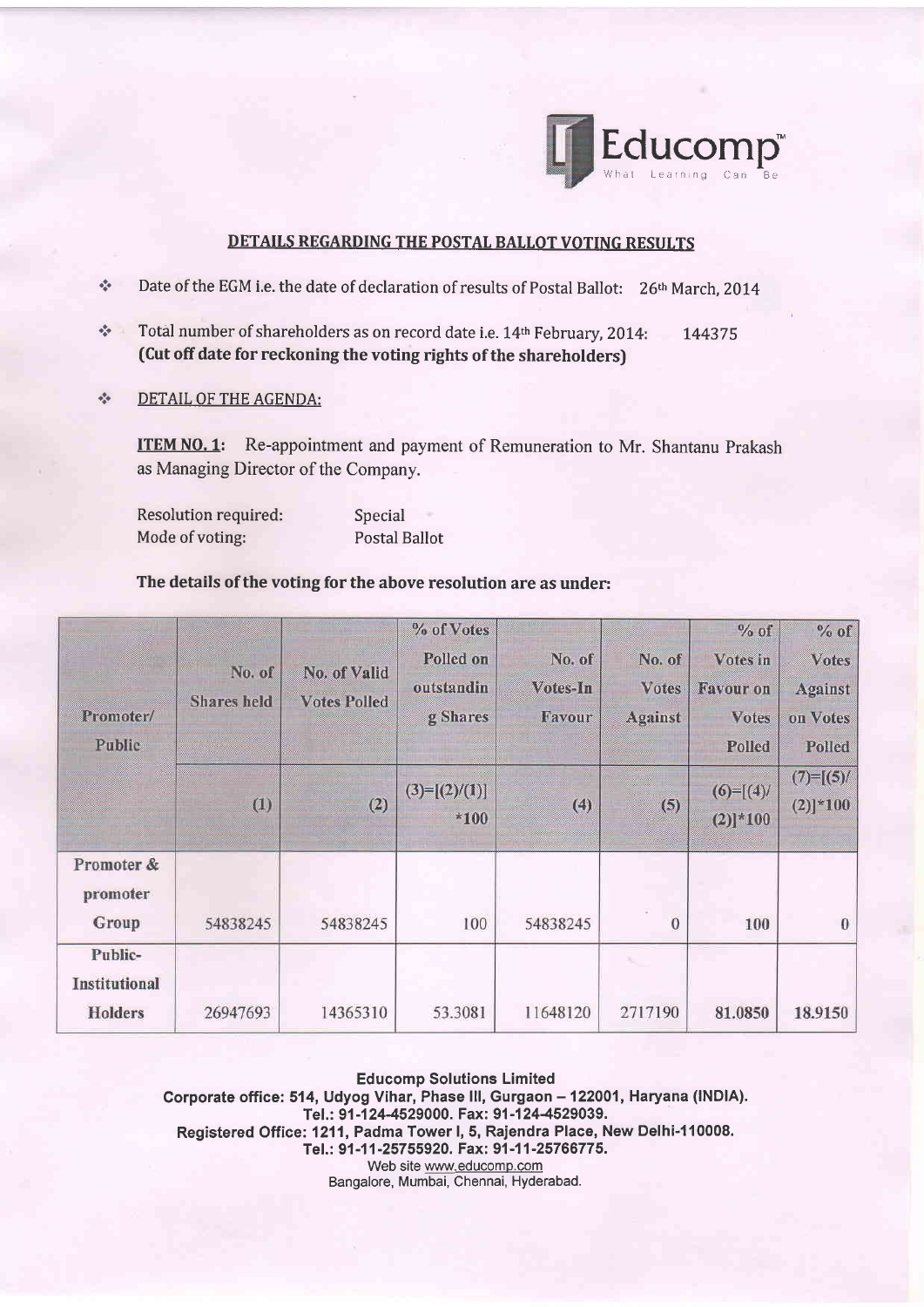Educomp™ What Learning Can Be

## DETAILS REGARDING THE POSTAL BALLOT VOTING RESULTS

- Date of the EGM i.e. the date of declaration of results of Postal Ballot: 26th March, 2014
- Total number of shareholders as on record date i.e. 14th February, 2014: 144375 **(Cut off date for reckoning the voting rights of the shareholders)**
- DETAIL OF THE AGENDA:

**ITEM NO. 1:** Re-appointment and payment of Remuneration to Mr. Shantanu Prakash as Managing Director of the Company.

Resolution required: Special
Mode of voting: Postal Ballot

**The details of the voting for the above resolution are as under:**

| Promoter/ Public | No. of Shares held | No. of Valid Votes Polled | % of Votes Polled on outstanding Shares | No. of Votes-In Favour | No. of Votes Against | % of Votes in Favour on Votes Polled | % of Votes Against on Votes Polled |
|---|---|---|---|---|---|---|---|
| | (1) | (2) | (3)=[(2)/(1)]*100 | (4) | (5) | (6)=[(4)/(2)]*100 | (7)=[(5)/(2)]*100 |
| Promoter & promoter Group | 54838245 | 54838245 | 100 | 54838245 | 0 | 100 | 0 |
| Public-Institutional Holders | 26947693 | 14365310 | 53.3081 | 11648120 | 2717190 | 81.0850 | 18.9150 |

**Educomp Solutions Limited**
**Corporate office: 514, Udyog Vihar, Phase III, Gurgaon – 122001, Haryana (INDIA).**
**Tel.: 91-124-4529000. Fax: 91-124-4529039.**
**Registered Office: 1211, Padma Tower I, 5, Rajendra Place, New Delhi-110008.**
**Tel.: 91-11-25755920. Fax: 91-11-25766775.**
Web site www.educomp.com
Bangalore, Mumbai, Chennai, Hyderabad.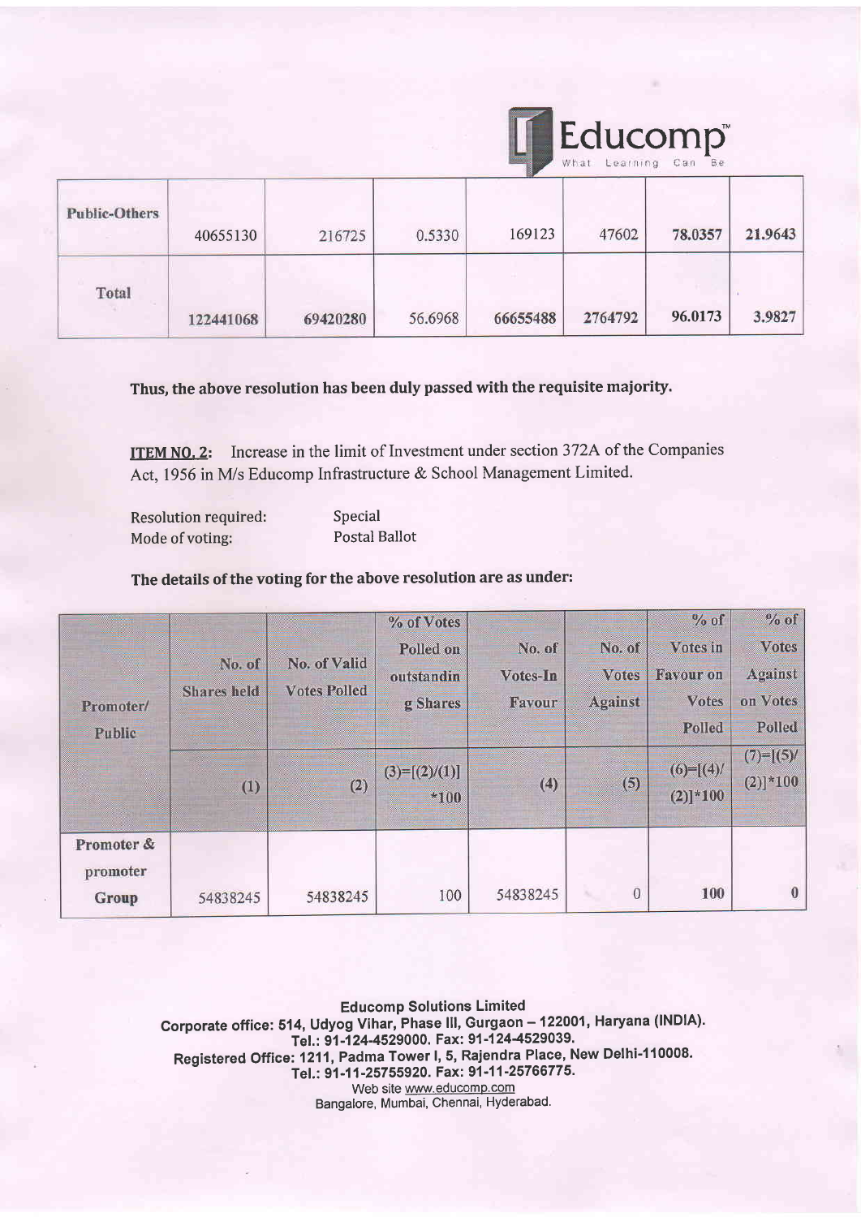| Public-Others | 40655130 | 216725 | 0.5330 | 169123 | 47602 | **78.0357** | **21.9643** |
|---|---|---|---|---|---|---|---|
| **Total** | **122441068** | **69420280** | 56.6968 | **66655488** | **2764792** | **96.0173** | **3.9827** |

**Thus, the above resolution has been duly passed with the requisite majority.**

**ITEM NO. 2:** Increase in the limit of Investment under section 372A of the Companies Act, 1956 in M/s Educomp Infrastructure & School Management Limited.

Resolution required: Special
Mode of voting: Postal Ballot

**The details of the voting for the above resolution are as under:**

| Promoter/ Public | No. of Shares held | No. of Valid Votes Polled | % of Votes Polled on outstanding Shares | No. of Votes-In Favour | No. of Votes Against | % of Votes in Favour on Votes Polled | % of Votes Against on Votes Polled |
|---|---|---|---|---|---|---|---|
| | (1) | (2) | (3)=[(2)/(1)]*100 | (4) | (5) | (6)=[(4)/(2)]*100 | (7)=[(5)/(2)]*100 |
| **Promoter & promoter Group** | 54838245 | 54838245 | 100 | 54838245 | 0 | **100** | **0** |

**Educomp Solutions Limited**
Corporate office: 514, Udyog Vihar, Phase III, Gurgaon – 122001, Haryana (INDIA).
Tel.: 91-124-4529000. Fax: 91-124-4529039.
Registered Office: 1211, Padma Tower I, 5, Rajendra Place, New Delhi-110008.
Tel.: 91-11-25755920. Fax: 91-11-25766775.
Web site www.educomp.com
Bangalore, Mumbai, Chennai, Hyderabad.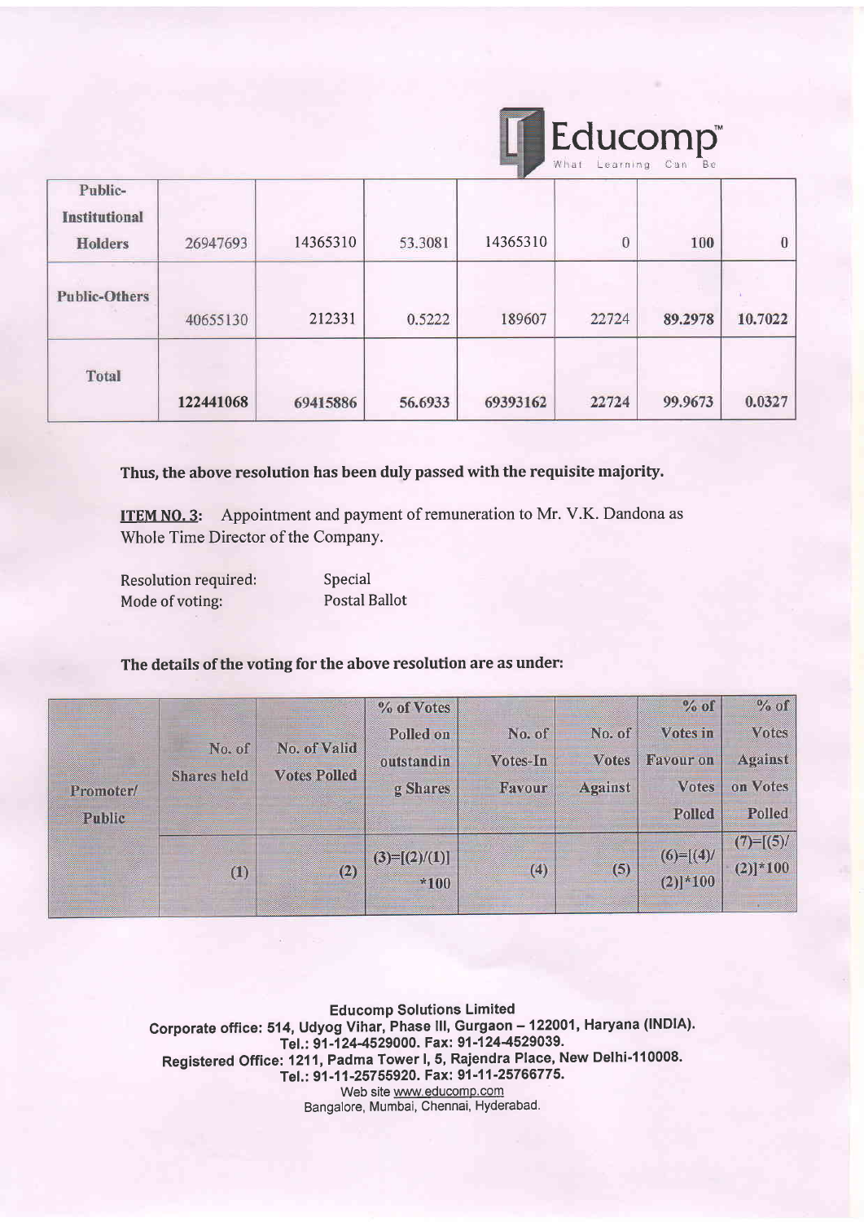| Public-Institutional Holders | 26947693 | 14365310 | 53.3081 | 14365310 | 0 | 100 | 0 |
|---|---|---|---|---|---|---|---|
| Public-Others | 40655130 | 212331 | 0.5222 | 189607 | 22724 | 89.2978 | 10.7022 |
| **Total** | **122441068** | **69415886** | **56.6933** | **69393162** | **22724** | **99.9673** | **0.0327** |

**Thus, the above resolution has been duly passed with the requisite majority.**

**ITEM NO. 3:** Appointment and payment of remuneration to Mr. V.K. Dandona as Whole Time Director of the Company.

Resolution required: Special
Mode of voting: Postal Ballot

**The details of the voting for the above resolution are as under:**

| Promoter/ Public | No. of Shares held | No. of Valid Votes Polled | % of Votes Polled on outstanding Shares | No. of Votes-In Favour | No. of Votes Against | % of Votes in Favour on Votes Polled | % of Votes Against on Votes Polled |
|---|---|---|---|---|---|---|---|
| | (1) | (2) | (3)=[(2)/(1)]*100 | (4) | (5) | (6)=[(4)/(2)]*100 | (7)=[(5)/(2)]*100 |

**Educomp Solutions Limited**
Corporate office: 514, Udyog Vihar, Phase III, Gurgaon – 122001, Haryana (INDIA).
Tel.: 91-124-4529000. Fax: 91-124-4529039.
Registered Office: 1211, Padma Tower I, 5, Rajendra Place, New Delhi-110008.
Tel.: 91-11-25755920. Fax: 91-11-25766775.
Web site www.educomp.com
Bangalore, Mumbai, Chennai, Hyderabad.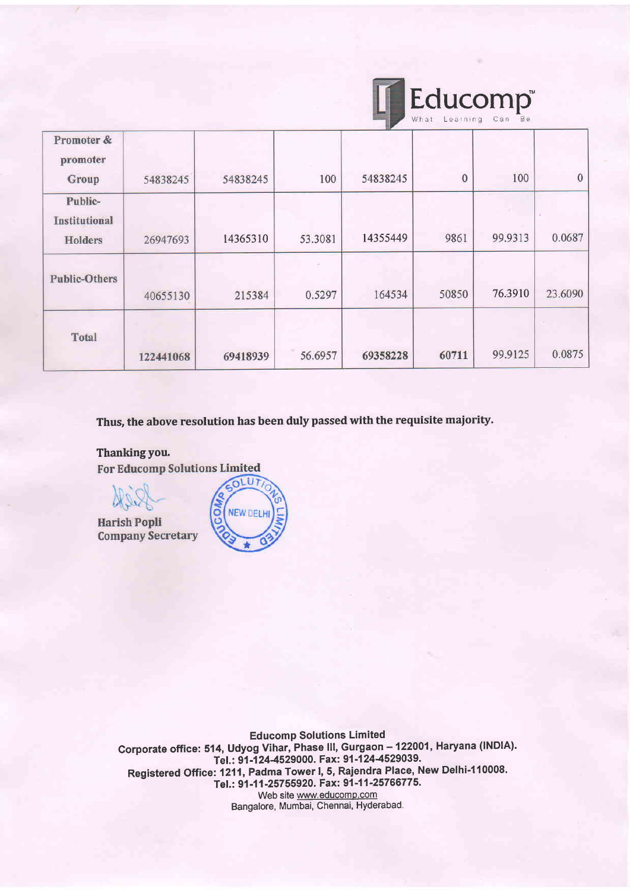| | | | | | | | |
|---|---|---|---|---|---|---|---|
| Promoter & promoter Group | 54838245 | 54838245 | 100 | 54838245 | 0 | 100 | 0 |
| Public-Institutional Holders | 26947693 | 14365310 | 53.3081 | 14355449 | 9861 | 99.9313 | 0.0687 |
| Public-Others | 40655130 | 215384 | 0.5297 | 164534 | 50850 | 76.3910 | 23.6090 |
| **Total** | **122441068** | **69418939** | 56.6957 | **69358228** | **60711** | 99.9125 | 0.0875 |

**Thus, the above resolution has been duly passed with the requisite majority.**

**Thanking you.**

**For Educomp Solutions Limited**

**Harish Popli**
**Company Secretary**

Educomp Solutions Limited
Corporate office: 514, Udyog Vihar, Phase III, Gurgaon – 122001, Haryana (INDIA).
Tel.: 91-124-4529000. Fax: 91-124-4529039.
Registered Office: 1211, Padma Tower I, 5, Rajendra Place, New Delhi-110008.
Tel.: 91-11-25755920. Fax: 91-11-25766775.
Web site www.educomp.com
Bangalore, Mumbai, Chennai, Hyderabad.